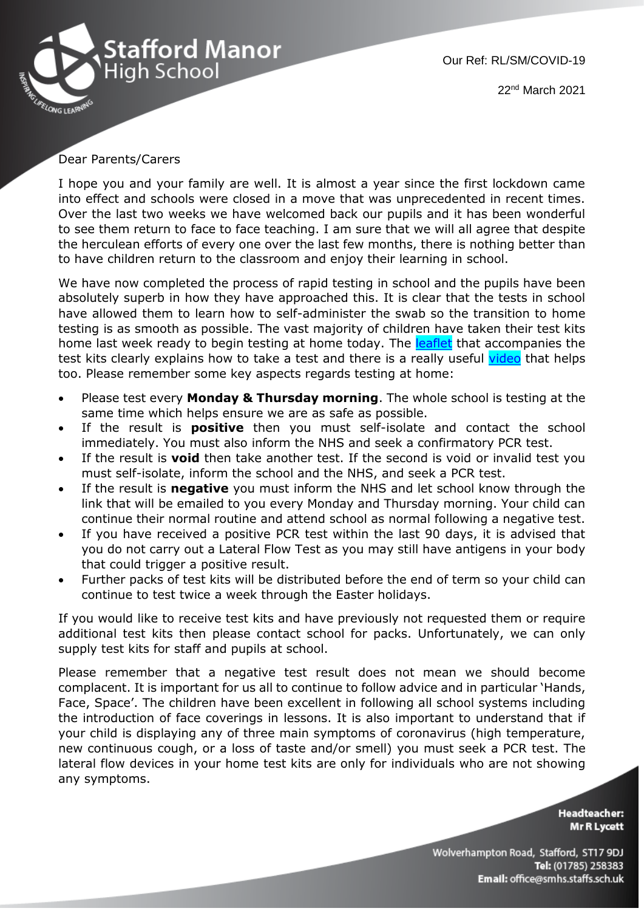Stafford Manor High School

Our Ref: RL/SM/COVID-19

22nd March 2021

Dear Parents/Carers

I hope you and your family are well. It is almost a year since the first lockdown came into effect and schools were closed in a move that was unprecedented in recent times. Over the last two weeks we have welcomed back our pupils and it has been wonderful to see them return to face to face teaching. I am sure that we will all agree that despite the herculean efforts of every one over the last few months, there is nothing better than to have children return to the classroom and enjoy their learning in school.

We have now completed the process of rapid testing in school and the pupils have been absolutely superb in how they have approached this. It is clear that the tests in school have allowed them to learn how to self-administer the swab so the transition to home testing is as smooth as possible. The vast majority of children have taken their test kits home last week ready to begin testing at home today. The leaflet that accompanies the test kits clearly explains how to take a test and there is a really useful video that helps too. Please remember some key aspects regards testing at home:

- Please test every **Monday & Thursday morning**. The whole school is testing at the same time which helps ensure we are as safe as possible.
- If the result is **positive** then you must self-isolate and contact the school immediately. You must also inform the NHS and seek a confirmatory PCR test.
- If the result is **void** then take another test. If the second is void or invalid test you must self-isolate, inform the school and the NHS, and seek a PCR test.
- If the result is **negative** you must inform the NHS and let school know through the link that will be emailed to you every Monday and Thursday morning. Your child can continue their normal routine and attend school as normal following a negative test.
- If you have received a positive PCR test within the last 90 days, it is advised that you do not carry out a Lateral Flow Test as you may still have antigens in your body that could trigger a positive result.
- Further packs of test kits will be distributed before the end of term so your child can continue to test twice a week through the Easter holidays.

If you would like to receive test kits and have previously not requested them or require additional test kits then please contact school for packs. Unfortunately, we can only supply test kits for staff and pupils at school.

Please remember that a negative test result does not mean we should become complacent. It is important for us all to continue to follow advice and in particular 'Hands, Face, Space'. The children have been excellent in following all school systems including the introduction of face coverings in lessons. It is also important to understand that if your child is displaying any of three main symptoms of coronavirus (high temperature, new continuous cough, or a loss of taste and/or smell) you must seek a PCR test. The lateral flow devices in your home test kits are only for individuals who are not showing any symptoms.

**Headteacher:**
**Mr R Lycett**

Wolverhampton Road, Stafford, ST17 9DJ
**Tel:** (01785) 258383
**Email:** office@smhs.staffs.sch.uk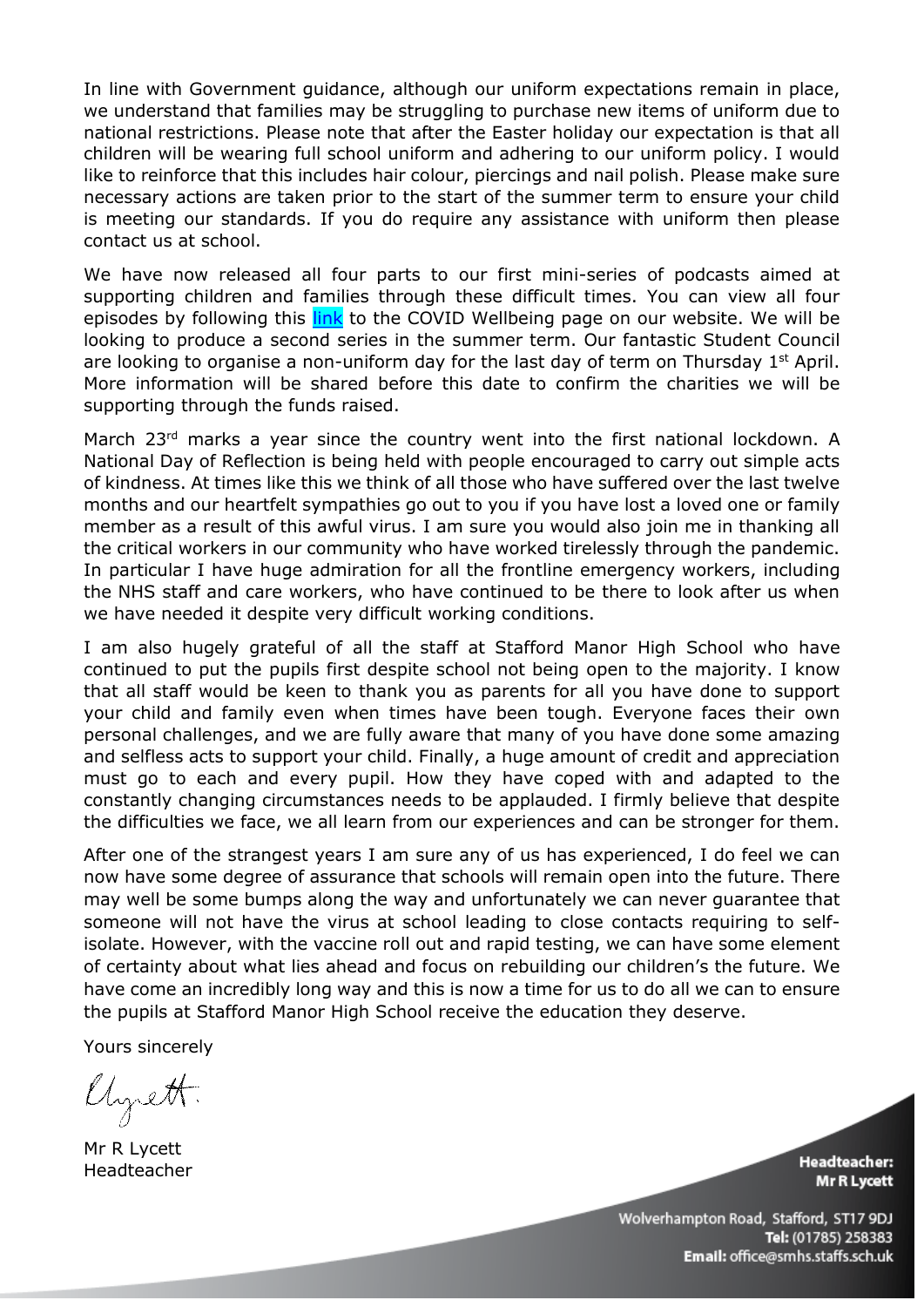In line with Government guidance, although our uniform expectations remain in place, we understand that families may be struggling to purchase new items of uniform due to national restrictions. Please note that after the Easter holiday our expectation is that all children will be wearing full school uniform and adhering to our uniform policy. I would like to reinforce that this includes hair colour, piercings and nail polish. Please make sure necessary actions are taken prior to the start of the summer term to ensure your child is meeting our standards. If you do require any assistance with uniform then please contact us at school.

We have now released all four parts to our first mini-series of podcasts aimed at supporting children and families through these difficult times. You can view all four episodes by following this link to the COVID Wellbeing page on our website. We will be looking to produce a second series in the summer term. Our fantastic Student Council are looking to organise a non-uniform day for the last day of term on Thursday 1st April. More information will be shared before this date to confirm the charities we will be supporting through the funds raised.

March 23rd marks a year since the country went into the first national lockdown. A National Day of Reflection is being held with people encouraged to carry out simple acts of kindness. At times like this we think of all those who have suffered over the last twelve months and our heartfelt sympathies go out to you if you have lost a loved one or family member as a result of this awful virus. I am sure you would also join me in thanking all the critical workers in our community who have worked tirelessly through the pandemic. In particular I have huge admiration for all the frontline emergency workers, including the NHS staff and care workers, who have continued to be there to look after us when we have needed it despite very difficult working conditions.

I am also hugely grateful of all the staff at Stafford Manor High School who have continued to put the pupils first despite school not being open to the majority. I know that all staff would be keen to thank you as parents for all you have done to support your child and family even when times have been tough. Everyone faces their own personal challenges, and we are fully aware that many of you have done some amazing and selfless acts to support your child. Finally, a huge amount of credit and appreciation must go to each and every pupil. How they have coped with and adapted to the constantly changing circumstances needs to be applauded. I firmly believe that despite the difficulties we face, we all learn from our experiences and can be stronger for them.

After one of the strangest years I am sure any of us has experienced, I do feel we can now have some degree of assurance that schools will remain open into the future. There may well be some bumps along the way and unfortunately we can never guarantee that someone will not have the virus at school leading to close contacts requiring to self-isolate. However, with the vaccine roll out and rapid testing, we can have some element of certainty about what lies ahead and focus on rebuilding our children's the future. We have come an incredibly long way and this is now a time for us to do all we can to ensure the pupils at Stafford Manor High School receive the education they deserve.

Yours sincerely

Mr R Lycett
Headteacher

**Headteacher:**
**Mr R Lycett**

Wolverhampton Road, Stafford, ST17 9DJ
**Tel:** (01785) 258383
**Email:** office@smhs.staffs.sch.uk